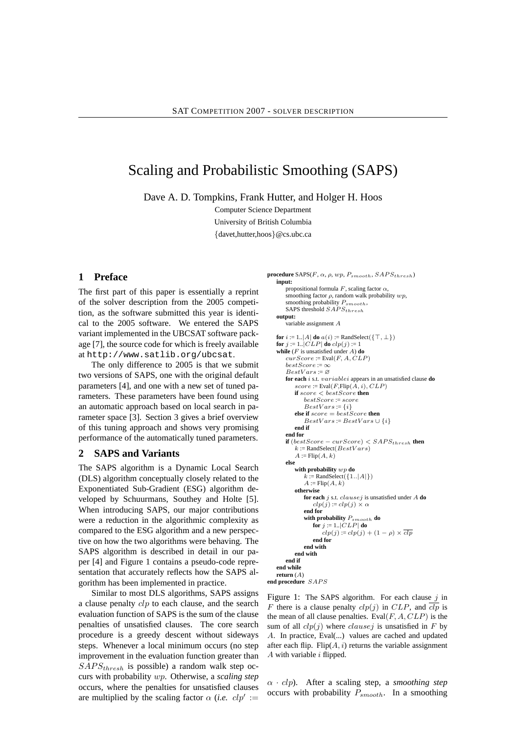# Scaling and Probabilistic Smoothing (SAPS)

Dave A. D. Tompkins, Frank Hutter, and Holger H. Hoos

Computer Science Department
University of British Columbia
{davet,hutter,hoos}@cs.ubc.ca

## 1 Preface

The first part of this paper is essentially a reprint of the solver description from the 2005 competition, as the software submitted this year is identical to the 2005 software. We entered the SAPS variant implemented in the UBCSAT software package [7], the source code for which is freely available at `http://www.satlib.org/ubcsat`.

The only difference to 2005 is that we submit two versions of SAPS, one with the original default parameters [4], and one with a new set of tuned parameters. These parameters have been found using an automatic approach based on local search in parameter space [3]. Section 3 gives a brief overview of this tuning approach and shows very promising performance of the automatically tuned parameters.

## 2 SAPS and Variants

The SAPS algorithm is a Dynamic Local Search (DLS) algorithm conceptually closely related to the Exponentiated Sub-Gradient (ESG) algorithm developed by Schuurmans, Southey and Holte [5]. When introducing SAPS, our major contributions were a reduction in the algorithmic complexity as compared to the ESG algorithm and a new perspective on how the two algorithms were behaving. The SAPS algorithm is described in detail in our paper [4] and Figure 1 contains a pseudo-code representation that accurately reflects how the SAPS algorithm has been implemented in practice.

Similar to most DLS algorithms, SAPS assigns a clause penalty $clp$ to each clause, and the search evaluation function of SAPS is the sum of the clause penalties of unsatisfied clauses. The core search procedure is a greedy descent without sideways steps. Whenever a local minimum occurs (no step improvement in the evaluation function greater than $SAPS_{thresh}$ is possible) a random walk step occurs with probability $wp$. Otherwise, a *scaling step* occurs, where the penalties for unsatisfied clauses are multiplied by the scaling factor $\alpha$ (*i.e.* $clp' := \alpha \cdot clp$). After a scaling step, a *smoothing step* occurs with probability $P_{smooth}$. In a smoothing

```
procedure SAPS(F, α, ρ, wp, P_smooth, SAPS_thresh)
  input:
    propositional formula F, scaling factor α,
    smoothing factor ρ, random walk probability wp,
    smoothing probability P_smooth,
    SAPS threshold SAPS_thresh
  output:
    variable assignment A

  for i := 1..|A| do a(i) := RandSelect({⊤, ⊥})
  for j := 1..|CLP| do clp(j) := 1
  while (F is unsatisfied under A) do
    curScore := Eval(F, A, CLP)
    bestScore := ∞
    BestVars := ∅
    for each i s.t. variable i appears in an unsatisfied clause do
      score := Eval(F,Flip(A, i), CLP)
      if score < bestScore then
        bestScore := score
        BestVars := {i}
      else if score = bestScore then
        BestVars := BestVars ∪ {i}
      end if
    end for
    if (bestScore − curScore) < SAPS_thresh then
      k := RandSelect(BestVars)
      A := Flip(A, k)
    else
      with probability wp do
        k := RandSelect({1..|A|})
        A := Flip(A, k)
      otherwise
        for each j s.t. clause j is unsatisfied under A do
          clp(j) := clp(j) × α
        end for
        with probability P_smooth do
          for j := 1..|CLP| do
            clp(j) := clp(j) + (1 − ρ) × mean(clp)
          end for
        end with
      end with
    end if
  end while
  return (A)
end procedure SAPS
```

Figure 1: The SAPS algorithm. For each clause $j$ in $F$ there is a clause penalty $clp(j)$ in $CLP$, and $\overline{clp}$ is the mean of all clause penalties. Eval$(F, A, CLP)$ is the sum of all $clp(j)$ where $clause j$ is unsatisfied in $F$ by $A$. In practice, Eval(...) values are cached and updated after each flip. Flip$(A, i)$ returns the variable assignment $A$ with variable $i$ flipped.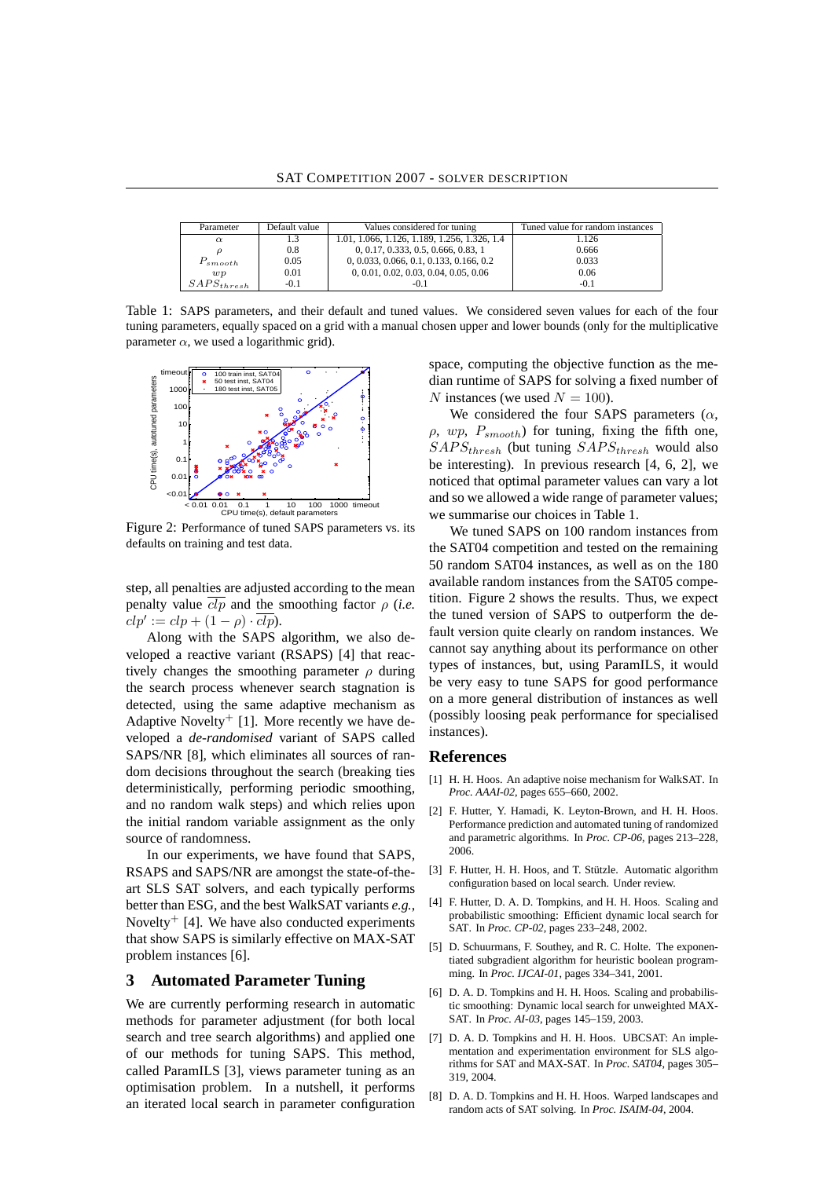| Parameter | Default value | Values considered for tuning | Tuned value for random instances |
|---|---|---|---|
| $\alpha$ | 1.3 | 1.01, 1.066, 1.126, 1.189, 1.256, 1.326, 1.4 | 1.126 |
| $\rho$ | 0.8 | 0, 0.17, 0.333, 0.5, 0.666, 0.83, 1 | 0.666 |
| $P_{smooth}$ | 0.05 | 0, 0.033, 0.066, 0.1, 0.133, 0.166, 0.2 | 0.033 |
| $wp$ | 0.01 | 0, 0.01, 0.02, 0.03, 0.04, 0.05, 0.06 | 0.06 |
| $SAPS_{thresh}$ | -0.1 | -0.1 | -0.1 |

Table 1: SAPS parameters, and their default and tuned values. We considered seven values for each of the four tuning parameters, equally spaced on a grid with a manual chosen upper and lower bounds (only for the multiplicative parameter $\alpha$, we used a logarithmic grid).

timeout
1000
100
10
1
0.1
0.01
<0.01
< 0.01 0.01 0.1 1 10 100 1000 timeout
CPU time(s), default parameters
CPU time(s), autotuned parameters
100 train inst, SAT04
50 test inst, SAT04
180 test inst, SAT05

Figure 2: Performance of tuned SAPS parameters vs. its defaults on training and test data.

step, all penalties are adjusted according to the mean penalty value $\overline{clp}$ and the smoothing factor $\rho$ (*i.e.* $clp' := clp + (1 - \rho) \cdot \overline{clp}$).

Along with the SAPS algorithm, we also developed a reactive variant (RSAPS) [4] that reactively changes the smoothing parameter $\rho$ during the search process whenever search stagnation is detected, using the same adaptive mechanism as Adaptive Novelty$^+$ [1]. More recently we have developed a *de-randomised* variant of SAPS called SAPS/NR [8], which eliminates all sources of random decisions throughout the search (breaking ties deterministically, performing periodic smoothing, and no random walk steps) and which relies upon the initial random variable assignment as the only source of randomness.

In our experiments, we have found that SAPS, RSAPS and SAPS/NR are amongst the state-of-the-art SLS SAT solvers, and each typically performs better than ESG, and the best WalkSAT variants *e.g.*, Novelty$^+$ [4]. We have also conducted experiments that show SAPS is similarly effective on MAX-SAT problem instances [6].

## 3 Automated Parameter Tuning

We are currently performing research in automatic methods for parameter adjustment (for both local search and tree search algorithms) and applied one of our methods for tuning SAPS. This method, called ParamILS [3], views parameter tuning as an optimisation problem. In a nutshell, it performs an iterated local search in parameter configuration space, computing the objective function as the median runtime of SAPS for solving a fixed number of $N$ instances (we used $N = 100$).

We considered the four SAPS parameters ($\alpha$, $\rho$, $wp$, $P_{smooth}$) for tuning, fixing the fifth one, $SAPS_{thresh}$ (but tuning $SAPS_{thresh}$ would also be interesting). In previous research [4, 6, 2], we noticed that optimal parameter values can vary a lot and so we allowed a wide range of parameter values; we summarise our choices in Table 1.

We tuned SAPS on 100 random instances from the SAT04 competition and tested on the remaining 50 random SAT04 instances, as well as on the 180 available random instances from the SAT05 competition. Figure 2 shows the results. Thus, we expect the tuned version of SAPS to outperform the default version quite clearly on random instances. We cannot say anything about its performance on other types of instances, but, using ParamILS, it would be very easy to tune SAPS for good performance on a more general distribution of instances as well (possibly loosing peak performance for specialised instances).

## References

[1] H. H. Hoos. An adaptive noise mechanism for WalkSAT. In *Proc. AAAI-02*, pages 655–660, 2002.

[2] F. Hutter, Y. Hamadi, K. Leyton-Brown, and H. H. Hoos. Performance prediction and automated tuning of randomized and parametric algorithms. In *Proc. CP-06*, pages 213–228, 2006.

[3] F. Hutter, H. H. Hoos, and T. Stützle. Automatic algorithm configuration based on local search. Under review.

[4] F. Hutter, D. A. D. Tompkins, and H. H. Hoos. Scaling and probabilistic smoothing: Efficient dynamic local search for SAT. In *Proc. CP-02*, pages 233–248, 2002.

[5] D. Schuurmans, F. Southey, and R. C. Holte. The exponentiated subgradient algorithm for heuristic boolean programming. In *Proc. IJCAI-01*, pages 334–341, 2001.

[6] D. A. D. Tompkins and H. H. Hoos. Scaling and probabilistic smoothing: Dynamic local search for unweighted MAX-SAT. In *Proc. AI-03*, pages 145–159, 2003.

[7] D. A. D. Tompkins and H. H. Hoos. UBCSAT: An implementation and experimentation environment for SLS algorithms for SAT and MAX-SAT. In *Proc. SAT04*, pages 305–319, 2004.

[8] D. A. D. Tompkins and H. H. Hoos. Warped landscapes and random acts of SAT solving. In *Proc. ISAIM-04*, 2004.